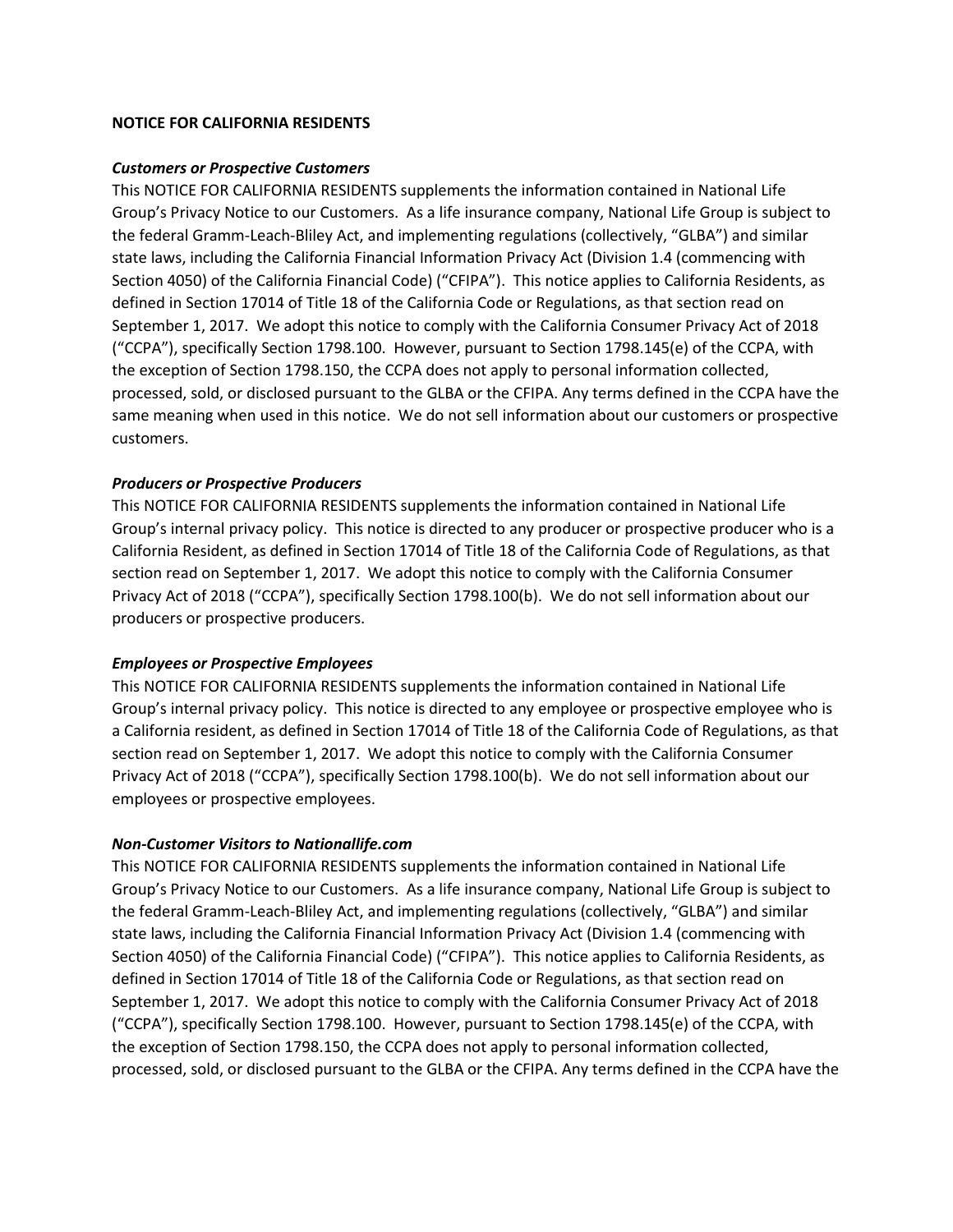**NOTICE FOR CALIFORNIA RESIDENTS**

***Customers or Prospective Customers***

This NOTICE FOR CALIFORNIA RESIDENTS supplements the information contained in National Life Group's Privacy Notice to our Customers. As a life insurance company, National Life Group is subject to the federal Gramm-Leach-Bliley Act, and implementing regulations (collectively, "GLBA") and similar state laws, including the California Financial Information Privacy Act (Division 1.4 (commencing with Section 4050) of the California Financial Code) ("CFIPA"). This notice applies to California Residents, as defined in Section 17014 of Title 18 of the California Code or Regulations, as that section read on September 1, 2017. We adopt this notice to comply with the California Consumer Privacy Act of 2018 ("CCPA"), specifically Section 1798.100. However, pursuant to Section 1798.145(e) of the CCPA, with the exception of Section 1798.150, the CCPA does not apply to personal information collected, processed, sold, or disclosed pursuant to the GLBA or the CFIPA. Any terms defined in the CCPA have the same meaning when used in this notice. We do not sell information about our customers or prospective customers.

***Producers or Prospective Producers***

This NOTICE FOR CALIFORNIA RESIDENTS supplements the information contained in National Life Group's internal privacy policy. This notice is directed to any producer or prospective producer who is a California Resident, as defined in Section 17014 of Title 18 of the California Code of Regulations, as that section read on September 1, 2017. We adopt this notice to comply with the California Consumer Privacy Act of 2018 ("CCPA"), specifically Section 1798.100(b). We do not sell information about our producers or prospective producers.

***Employees or Prospective Employees***

This NOTICE FOR CALIFORNIA RESIDENTS supplements the information contained in National Life Group's internal privacy policy. This notice is directed to any employee or prospective employee who is a California resident, as defined in Section 17014 of Title 18 of the California Code of Regulations, as that section read on September 1, 2017. We adopt this notice to comply with the California Consumer Privacy Act of 2018 ("CCPA"), specifically Section 1798.100(b). We do not sell information about our employees or prospective employees.

***Non-Customer Visitors to Nationallife.com***

This NOTICE FOR CALIFORNIA RESIDENTS supplements the information contained in National Life Group's Privacy Notice to our Customers. As a life insurance company, National Life Group is subject to the federal Gramm-Leach-Bliley Act, and implementing regulations (collectively, "GLBA") and similar state laws, including the California Financial Information Privacy Act (Division 1.4 (commencing with Section 4050) of the California Financial Code) ("CFIPA"). This notice applies to California Residents, as defined in Section 17014 of Title 18 of the California Code or Regulations, as that section read on September 1, 2017. We adopt this notice to comply with the California Consumer Privacy Act of 2018 ("CCPA"), specifically Section 1798.100. However, pursuant to Section 1798.145(e) of the CCPA, with the exception of Section 1798.150, the CCPA does not apply to personal information collected, processed, sold, or disclosed pursuant to the GLBA or the CFIPA. Any terms defined in the CCPA have the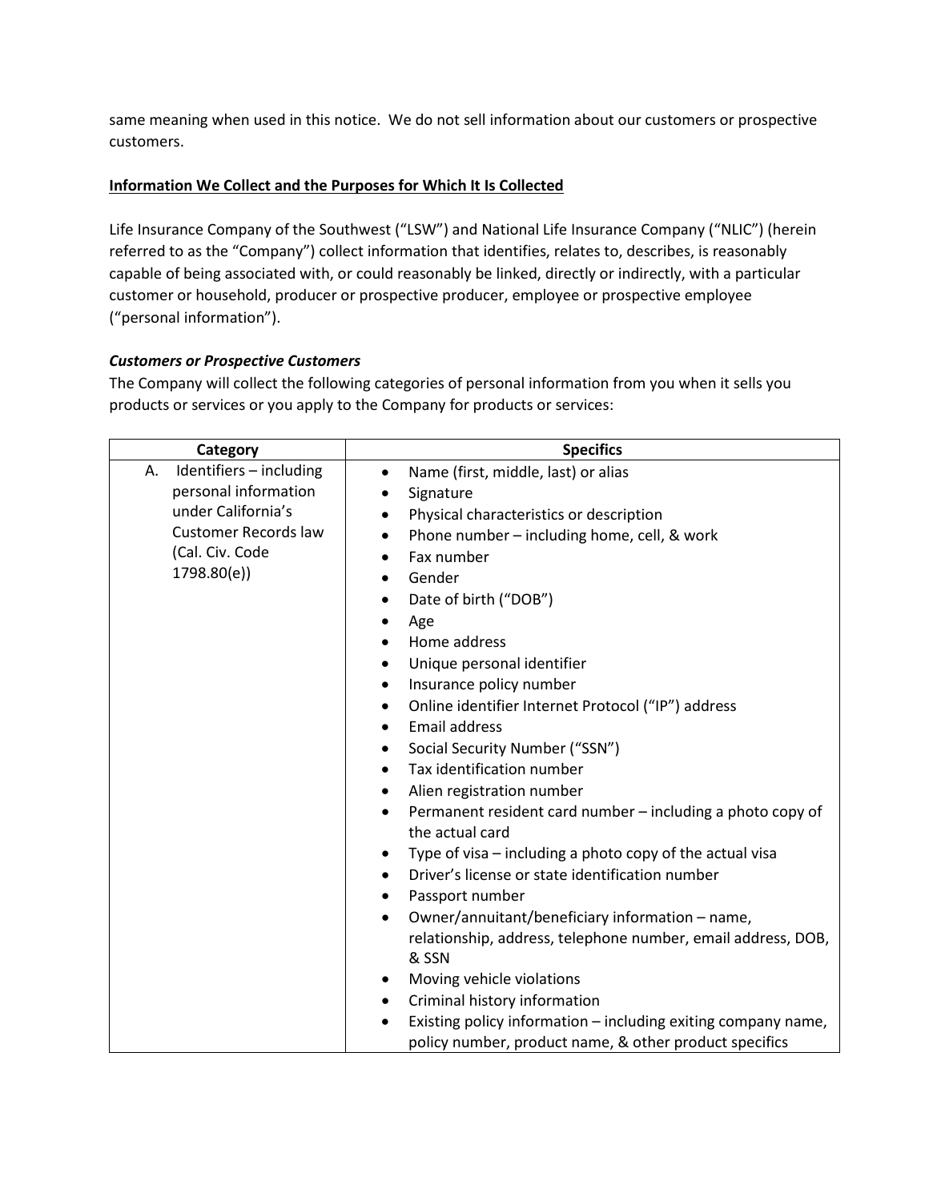same meaning when used in this notice. We do not sell information about our customers or prospective customers.

**Information We Collect and the Purposes for Which It Is Collected**

Life Insurance Company of the Southwest ("LSW") and National Life Insurance Company ("NLIC") (herein referred to as the "Company") collect information that identifies, relates to, describes, is reasonably capable of being associated with, or could reasonably be linked, directly or indirectly, with a particular customer or household, producer or prospective producer, employee or prospective employee ("personal information").

***Customers or Prospective Customers***

The Company will collect the following categories of personal information from you when it sells you products or services or you apply to the Company for products or services:

| Category | Specifics |
|---|---|
| A. Identifiers – including personal information under California's Customer Records law (Cal. Civ. Code 1798.80(e)) | • Name (first, middle, last) or alias<br>• Signature<br>• Physical characteristics or description<br>• Phone number – including home, cell, & work<br>• Fax number<br>• Gender<br>• Date of birth ("DOB")<br>• Age<br>• Home address<br>• Unique personal identifier<br>• Insurance policy number<br>• Online identifier Internet Protocol ("IP") address<br>• Email address<br>• Social Security Number ("SSN")<br>• Tax identification number<br>• Alien registration number<br>• Permanent resident card number – including a photo copy of the actual card<br>• Type of visa – including a photo copy of the actual visa<br>• Driver's license or state identification number<br>• Passport number<br>• Owner/annuitant/beneficiary information – name, relationship, address, telephone number, email address, DOB, & SSN<br>• Moving vehicle violations<br>• Criminal history information<br>• Existing policy information – including exiting company name, policy number, product name, & other product specifics |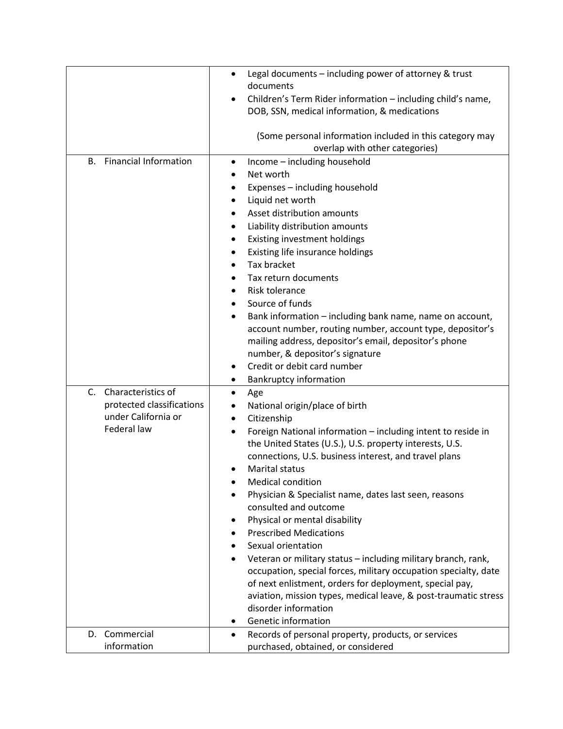| | |
|---|---|
| | • Legal documents – including power of attorney & trust documents<br>• Children's Term Rider information – including child's name, DOB, SSN, medical information, & medications<br><br>(Some personal information included in this category may overlap with other categories) |
| B. Financial Information | • Income – including household<br>• Net worth<br>• Expenses – including household<br>• Liquid net worth<br>• Asset distribution amounts<br>• Liability distribution amounts<br>• Existing investment holdings<br>• Existing life insurance holdings<br>• Tax bracket<br>• Tax return documents<br>• Risk tolerance<br>• Source of funds<br>• Bank information – including bank name, name on account, account number, routing number, account type, depositor's mailing address, depositor's email, depositor's phone number, & depositor's signature<br>• Credit or debit card number<br>• Bankruptcy information |
| C. Characteristics of protected classifications under California or Federal law | • Age<br>• National origin/place of birth<br>• Citizenship<br>• Foreign National information – including intent to reside in the United States (U.S.), U.S. property interests, U.S. connections, U.S. business interest, and travel plans<br>• Marital status<br>• Medical condition<br>• Physician & Specialist name, dates last seen, reasons consulted and outcome<br>• Physical or mental disability<br>• Prescribed Medications<br>• Sexual orientation<br>• Veteran or military status – including military branch, rank, occupation, special forces, military occupation specialty, date of next enlistment, orders for deployment, special pay, aviation, mission types, medical leave, & post-traumatic stress disorder information<br>• Genetic information |
| D. Commercial information | • Records of personal property, products, or services purchased, obtained, or considered |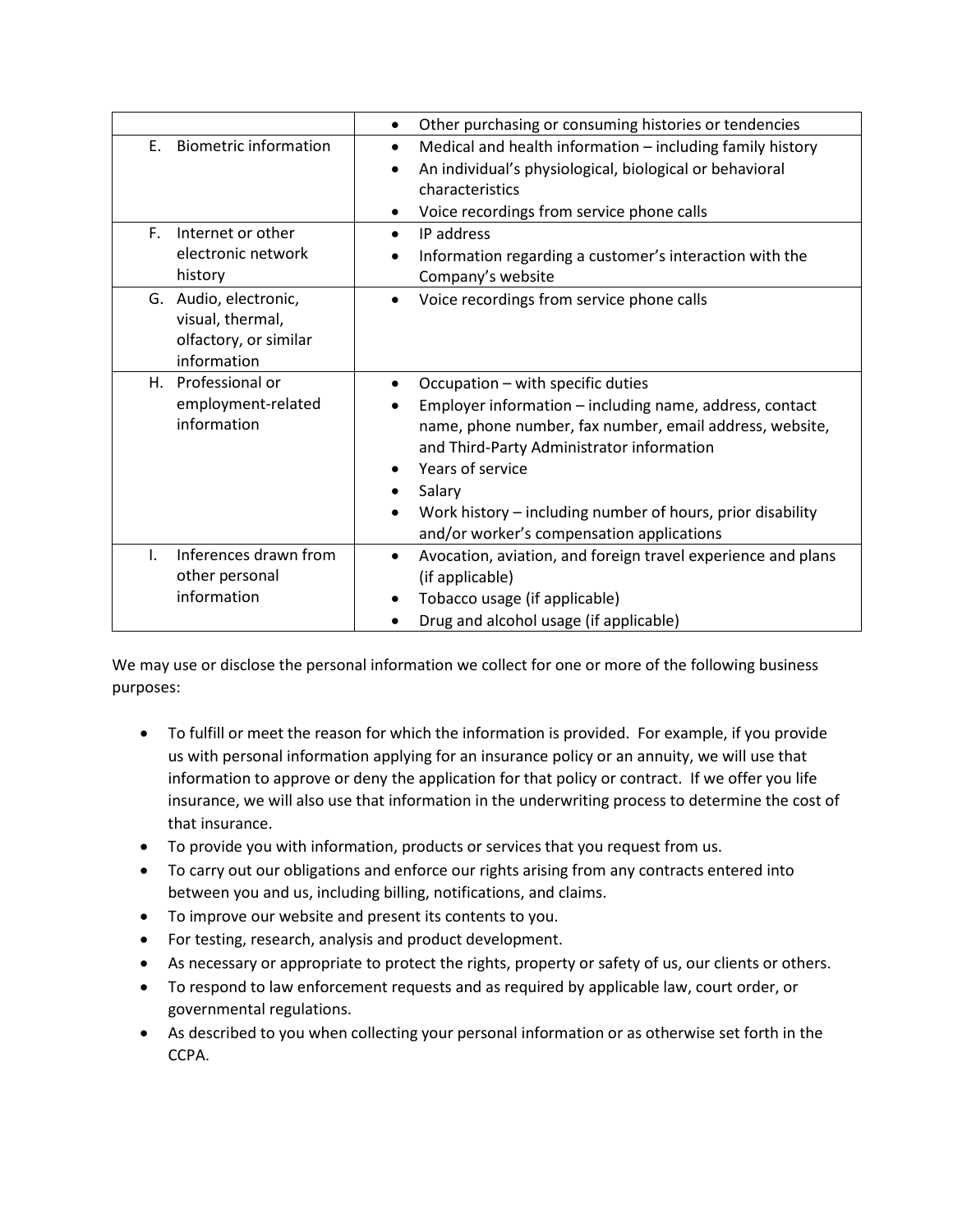| | |
|---|---|
| | • Other purchasing or consuming histories or tendencies |
| E. Biometric information | • Medical and health information – including family history<br>• An individual's physiological, biological or behavioral characteristics<br>• Voice recordings from service phone calls |
| F. Internet or other electronic network history | • IP address<br>• Information regarding a customer's interaction with the Company's website |
| G. Audio, electronic, visual, thermal, olfactory, or similar information | • Voice recordings from service phone calls |
| H. Professional or employment-related information | • Occupation – with specific duties<br>• Employer information – including name, address, contact name, phone number, fax number, email address, website, and Third-Party Administrator information<br>• Years of service<br>• Salary<br>• Work history – including number of hours, prior disability and/or worker's compensation applications |
| I. Inferences drawn from other personal information | • Avocation, aviation, and foreign travel experience and plans (if applicable)<br>• Tobacco usage (if applicable)<br>• Drug and alcohol usage (if applicable) |

We may use or disclose the personal information we collect for one or more of the following business purposes:

- To fulfill or meet the reason for which the information is provided. For example, if you provide us with personal information applying for an insurance policy or an annuity, we will use that information to approve or deny the application for that policy or contract. If we offer you life insurance, we will also use that information in the underwriting process to determine the cost of that insurance.
- To provide you with information, products or services that you request from us.
- To carry out our obligations and enforce our rights arising from any contracts entered into between you and us, including billing, notifications, and claims.
- To improve our website and present its contents to you.
- For testing, research, analysis and product development.
- As necessary or appropriate to protect the rights, property or safety of us, our clients or others.
- To respond to law enforcement requests and as required by applicable law, court order, or governmental regulations.
- As described to you when collecting your personal information or as otherwise set forth in the CCPA.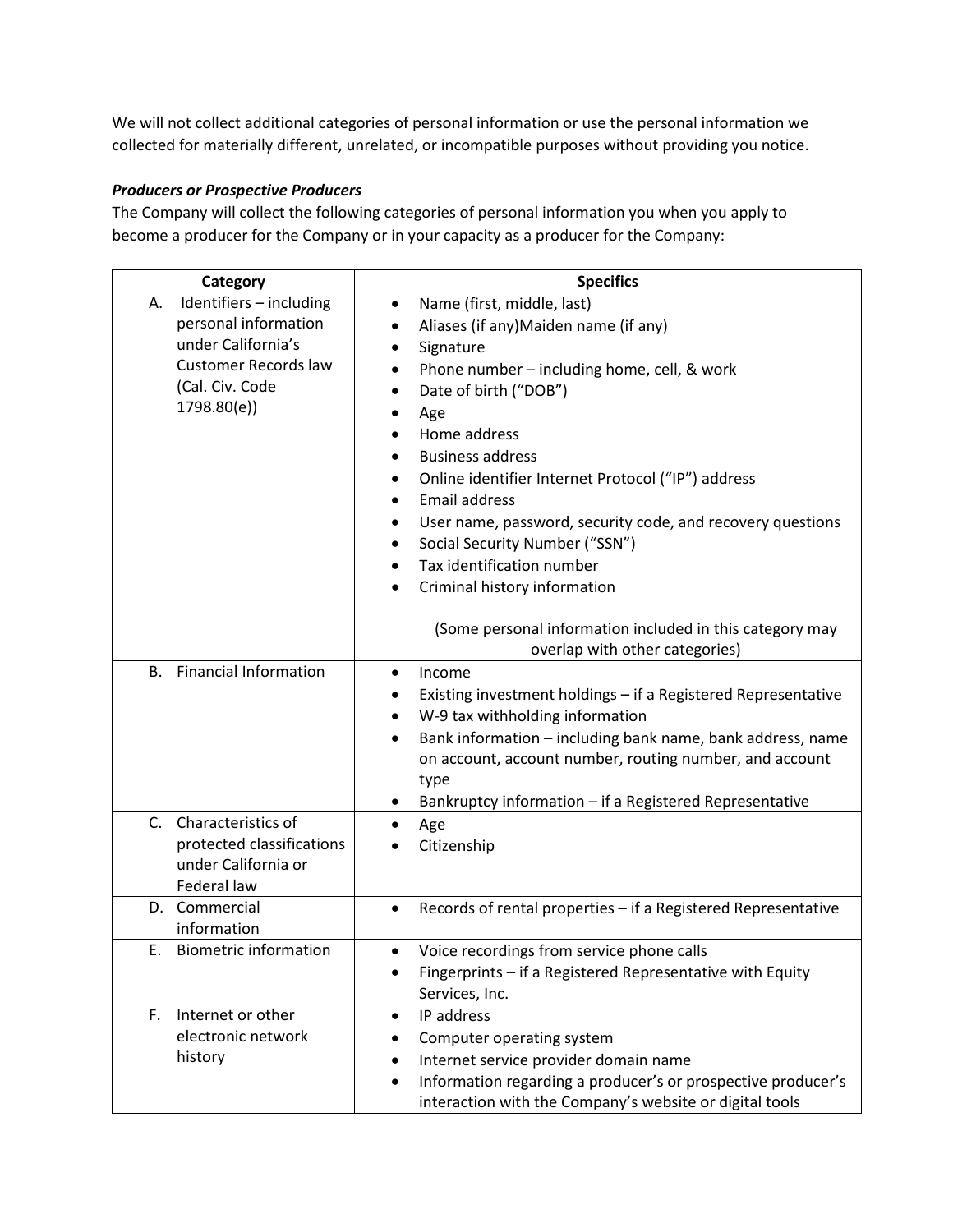We will not collect additional categories of personal information or use the personal information we collected for materially different, unrelated, or incompatible purposes without providing you notice.

***Producers or Prospective Producers***

The Company will collect the following categories of personal information you when you apply to become a producer for the Company or in your capacity as a producer for the Company:

| Category | Specifics |
| --- | --- |
| A. Identifiers – including personal information under California's Customer Records law (Cal. Civ. Code 1798.80(e)) | • Name (first, middle, last)<br>• Aliases (if any)Maiden name (if any)<br>• Signature<br>• Phone number – including home, cell, & work<br>• Date of birth ("DOB")<br>• Age<br>• Home address<br>• Business address<br>• Online identifier Internet Protocol ("IP") address<br>• Email address<br>• User name, password, security code, and recovery questions<br>• Social Security Number ("SSN")<br>• Tax identification number<br>• Criminal history information<br><br>(Some personal information included in this category may overlap with other categories) |
| B. Financial Information | • Income<br>• Existing investment holdings – if a Registered Representative<br>• W-9 tax withholding information<br>• Bank information – including bank name, bank address, name on account, account number, routing number, and account type<br>• Bankruptcy information – if a Registered Representative |
| C. Characteristics of protected classifications under California or Federal law | • Age<br>• Citizenship |
| D. Commercial information | • Records of rental properties – if a Registered Representative |
| E. Biometric information | • Voice recordings from service phone calls<br>• Fingerprints – if a Registered Representative with Equity Services, Inc. |
| F. Internet or other electronic network history | • IP address<br>• Computer operating system<br>• Internet service provider domain name<br>• Information regarding a producer's or prospective producer's interaction with the Company's website or digital tools |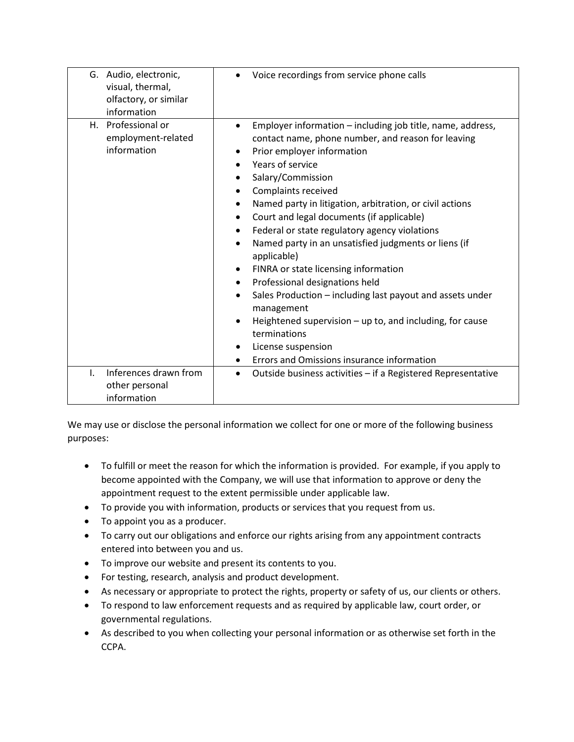| | |
|---|---|
| G. Audio, electronic, visual, thermal, olfactory, or similar information | • Voice recordings from service phone calls |
| H. Professional or employment-related information | • Employer information – including job title, name, address, contact name, phone number, and reason for leaving<br>• Prior employer information<br>• Years of service<br>• Salary/Commission<br>• Complaints received<br>• Named party in litigation, arbitration, or civil actions<br>• Court and legal documents (if applicable)<br>• Federal or state regulatory agency violations<br>• Named party in an unsatisfied judgments or liens (if applicable)<br>• FINRA or state licensing information<br>• Professional designations held<br>• Sales Production – including last payout and assets under management<br>• Heightened supervision – up to, and including, for cause terminations<br>• License suspension<br>• Errors and Omissions insurance information |
| I. Inferences drawn from other personal information | • Outside business activities – if a Registered Representative |

We may use or disclose the personal information we collect for one or more of the following business purposes:

- To fulfill or meet the reason for which the information is provided. For example, if you apply to become appointed with the Company, we will use that information to approve or deny the appointment request to the extent permissible under applicable law.
- To provide you with information, products or services that you request from us.
- To appoint you as a producer.
- To carry out our obligations and enforce our rights arising from any appointment contracts entered into between you and us.
- To improve our website and present its contents to you.
- For testing, research, analysis and product development.
- As necessary or appropriate to protect the rights, property or safety of us, our clients or others.
- To respond to law enforcement requests and as required by applicable law, court order, or governmental regulations.
- As described to you when collecting your personal information or as otherwise set forth in the CCPA.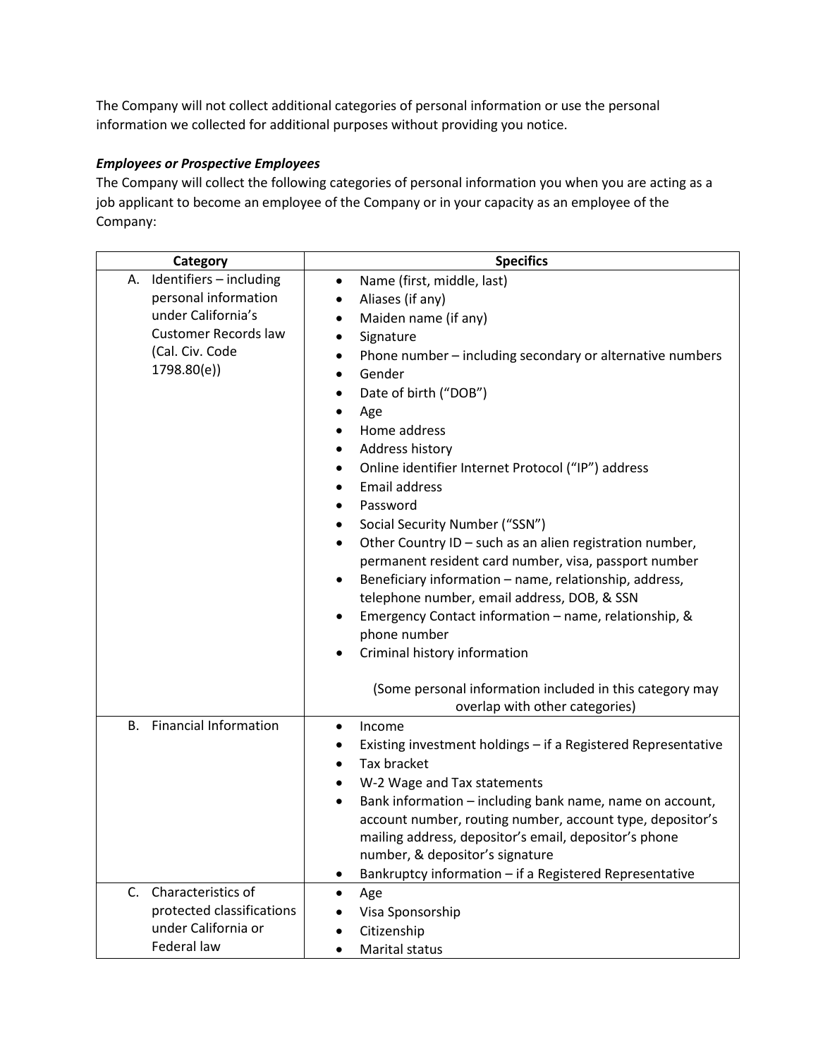The Company will not collect additional categories of personal information or use the personal information we collected for additional purposes without providing you notice.

***Employees or Prospective Employees***

The Company will collect the following categories of personal information you when you are acting as a job applicant to become an employee of the Company or in your capacity as an employee of the Company:

| Category | Specifics |
|---|---|
| A. Identifiers – including personal information under California's Customer Records law (Cal. Civ. Code 1798.80(e)) | • Name (first, middle, last)<br>• Aliases (if any)<br>• Maiden name (if any)<br>• Signature<br>• Phone number – including secondary or alternative numbers<br>• Gender<br>• Date of birth ("DOB")<br>• Age<br>• Home address<br>• Address history<br>• Online identifier Internet Protocol ("IP") address<br>• Email address<br>• Password<br>• Social Security Number ("SSN")<br>• Other Country ID – such as an alien registration number, permanent resident card number, visa, passport number<br>• Beneficiary information – name, relationship, address, telephone number, email address, DOB, & SSN<br>• Emergency Contact information – name, relationship, & phone number<br>• Criminal history information<br><br>(Some personal information included in this category may overlap with other categories) |
| B. Financial Information | • Income<br>• Existing investment holdings – if a Registered Representative<br>• Tax bracket<br>• W-2 Wage and Tax statements<br>• Bank information – including bank name, name on account, account number, routing number, account type, depositor's mailing address, depositor's email, depositor's phone number, & depositor's signature<br>• Bankruptcy information – if a Registered Representative |
| C. Characteristics of protected classifications under California or Federal law | • Age<br>• Visa Sponsorship<br>• Citizenship<br>• Marital status |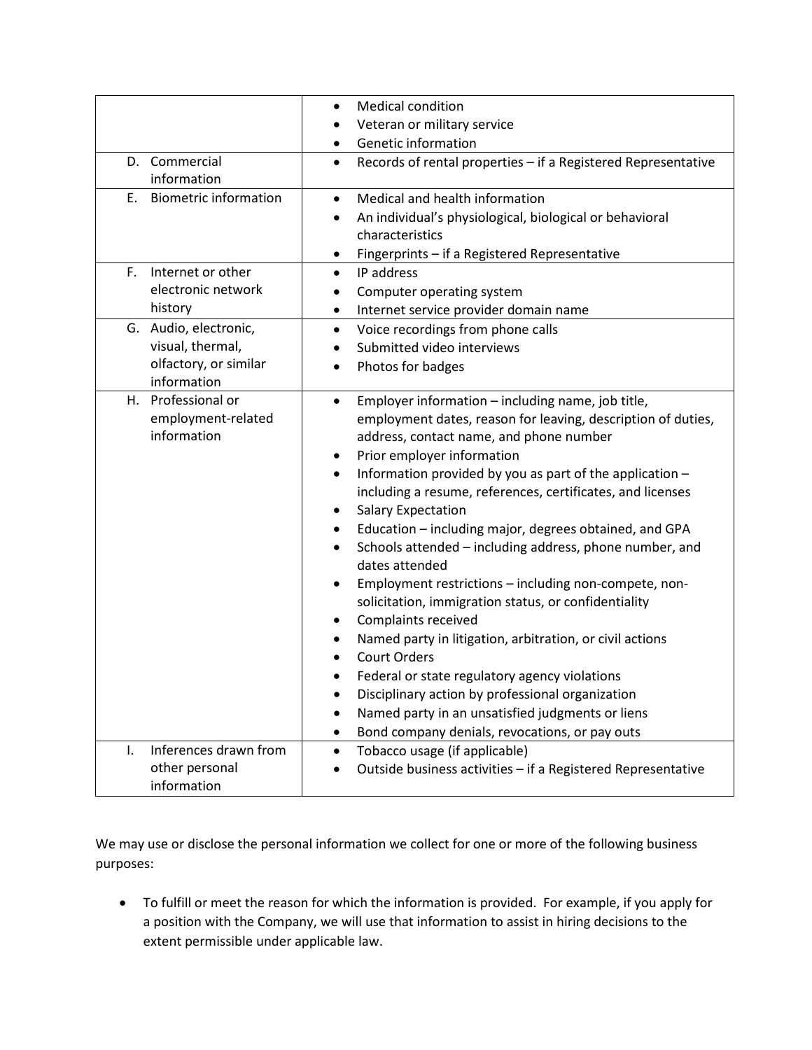| | |
|---|---|
| | • Medical condition<br>• Veteran or military service<br>• Genetic information |
| D. Commercial information | • Records of rental properties – if a Registered Representative |
| E. Biometric information | • Medical and health information<br>• An individual's physiological, biological or behavioral characteristics<br>• Fingerprints – if a Registered Representative |
| F. Internet or other electronic network history | • IP address<br>• Computer operating system<br>• Internet service provider domain name |
| G. Audio, electronic, visual, thermal, olfactory, or similar information | • Voice recordings from phone calls<br>• Submitted video interviews<br>• Photos for badges |
| H. Professional or employment-related information | • Employer information – including name, job title, employment dates, reason for leaving, description of duties, address, contact name, and phone number<br>• Prior employer information<br>• Information provided by you as part of the application – including a resume, references, certificates, and licenses<br>• Salary Expectation<br>• Education – including major, degrees obtained, and GPA<br>• Schools attended – including address, phone number, and dates attended<br>• Employment restrictions – including non-compete, non-solicitation, immigration status, or confidentiality<br>• Complaints received<br>• Named party in litigation, arbitration, or civil actions<br>• Court Orders<br>• Federal or state regulatory agency violations<br>• Disciplinary action by professional organization<br>• Named party in an unsatisfied judgments or liens<br>• Bond company denials, revocations, or pay outs |
| I. Inferences drawn from other personal information | • Tobacco usage (if applicable)<br>• Outside business activities – if a Registered Representative |

We may use or disclose the personal information we collect for one or more of the following business purposes:

- To fulfill or meet the reason for which the information is provided. For example, if you apply for a position with the Company, we will use that information to assist in hiring decisions to the extent permissible under applicable law.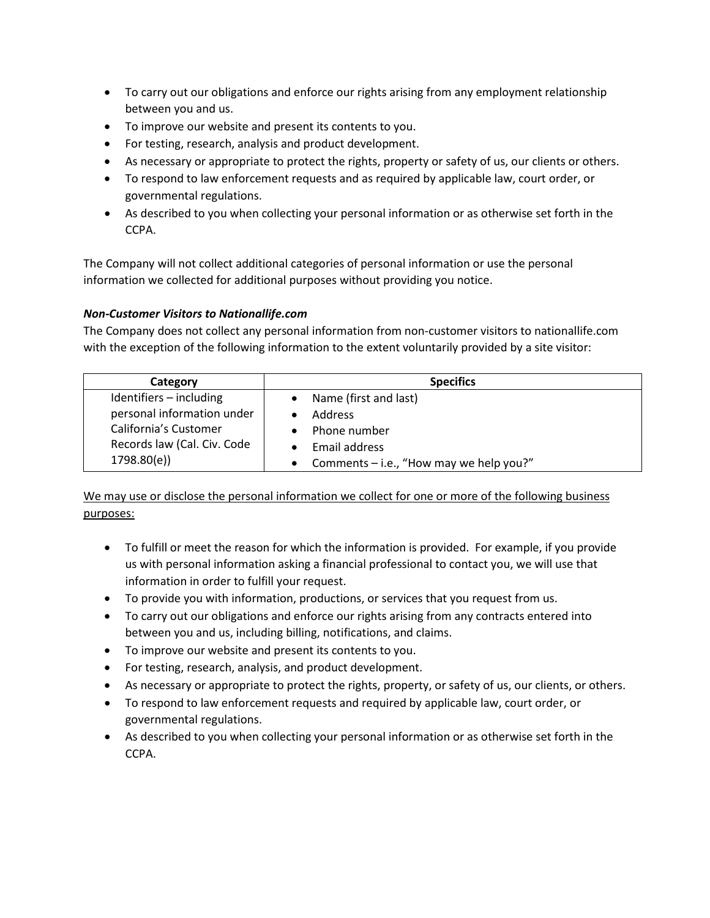- To carry out our obligations and enforce our rights arising from any employment relationship between you and us.
- To improve our website and present its contents to you.
- For testing, research, analysis and product development.
- As necessary or appropriate to protect the rights, property or safety of us, our clients or others.
- To respond to law enforcement requests and as required by applicable law, court order, or governmental regulations.
- As described to you when collecting your personal information or as otherwise set forth in the CCPA.

The Company will not collect additional categories of personal information or use the personal information we collected for additional purposes without providing you notice.

***Non-Customer Visitors to Nationallife.com***

The Company does not collect any personal information from non-customer visitors to nationallife.com with the exception of the following information to the extent voluntarily provided by a site visitor:

| Category | Specifics |
|---|---|
| Identifiers – including personal information under California's Customer Records law (Cal. Civ. Code 1798.80(e)) | • Name (first and last)<br>• Address<br>• Phone number<br>• Email address<br>• Comments – i.e., "How may we help you?" |

<u>We may use or disclose the personal information we collect for one or more of the following business purposes:</u>

- To fulfill or meet the reason for which the information is provided. For example, if you provide us with personal information asking a financial professional to contact you, we will use that information in order to fulfill your request.
- To provide you with information, productions, or services that you request from us.
- To carry out our obligations and enforce our rights arising from any contracts entered into between you and us, including billing, notifications, and claims.
- To improve our website and present its contents to you.
- For testing, research, analysis, and product development.
- As necessary or appropriate to protect the rights, property, or safety of us, our clients, or others.
- To respond to law enforcement requests and required by applicable law, court order, or governmental regulations.
- As described to you when collecting your personal information or as otherwise set forth in the CCPA.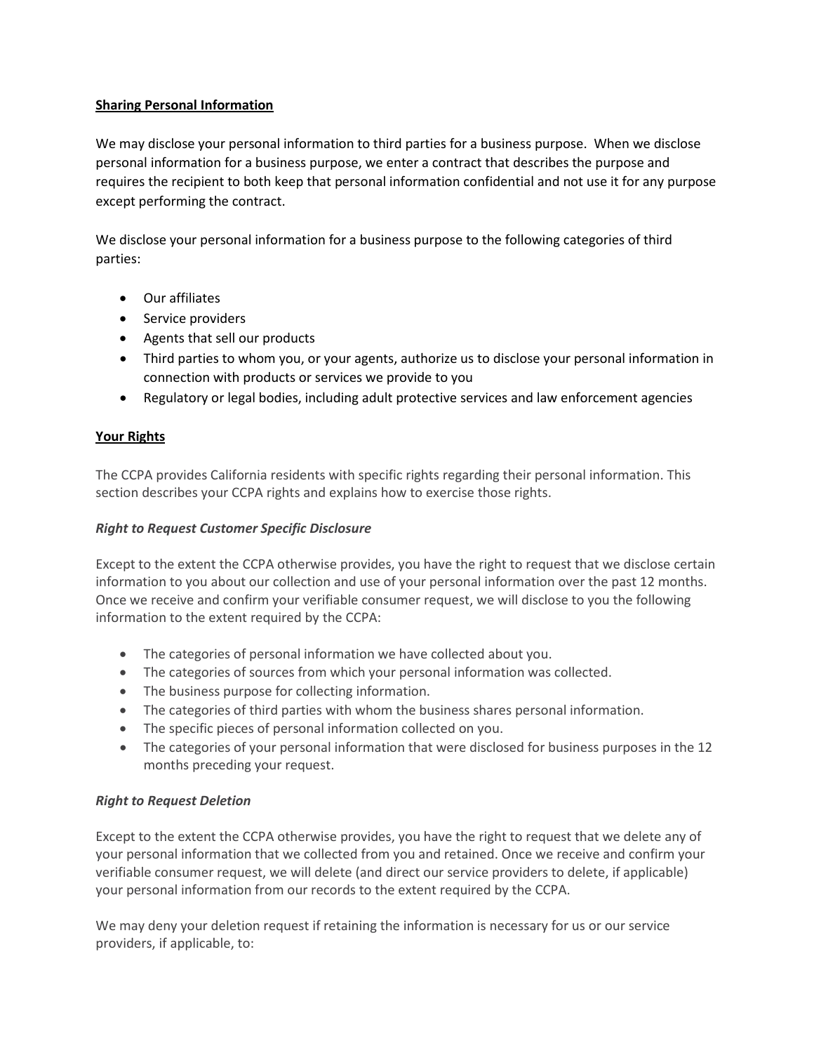**Sharing Personal Information**

We may disclose your personal information to third parties for a business purpose. When we disclose personal information for a business purpose, we enter a contract that describes the purpose and requires the recipient to both keep that personal information confidential and not use it for any purpose except performing the contract.

We disclose your personal information for a business purpose to the following categories of third parties:

- Our affiliates
- Service providers
- Agents that sell our products
- Third parties to whom you, or your agents, authorize us to disclose your personal information in connection with products or services we provide to you
- Regulatory or legal bodies, including adult protective services and law enforcement agencies

**Your Rights**

The CCPA provides California residents with specific rights regarding their personal information. This section describes your CCPA rights and explains how to exercise those rights.

***Right to Request Customer Specific Disclosure***

Except to the extent the CCPA otherwise provides, you have the right to request that we disclose certain information to you about our collection and use of your personal information over the past 12 months. Once we receive and confirm your verifiable consumer request, we will disclose to you the following information to the extent required by the CCPA:

- The categories of personal information we have collected about you.
- The categories of sources from which your personal information was collected.
- The business purpose for collecting information.
- The categories of third parties with whom the business shares personal information.
- The specific pieces of personal information collected on you.
- The categories of your personal information that were disclosed for business purposes in the 12 months preceding your request.

***Right to Request Deletion***

Except to the extent the CCPA otherwise provides, you have the right to request that we delete any of your personal information that we collected from you and retained. Once we receive and confirm your verifiable consumer request, we will delete (and direct our service providers to delete, if applicable) your personal information from our records to the extent required by the CCPA.

We may deny your deletion request if retaining the information is necessary for us or our service providers, if applicable, to: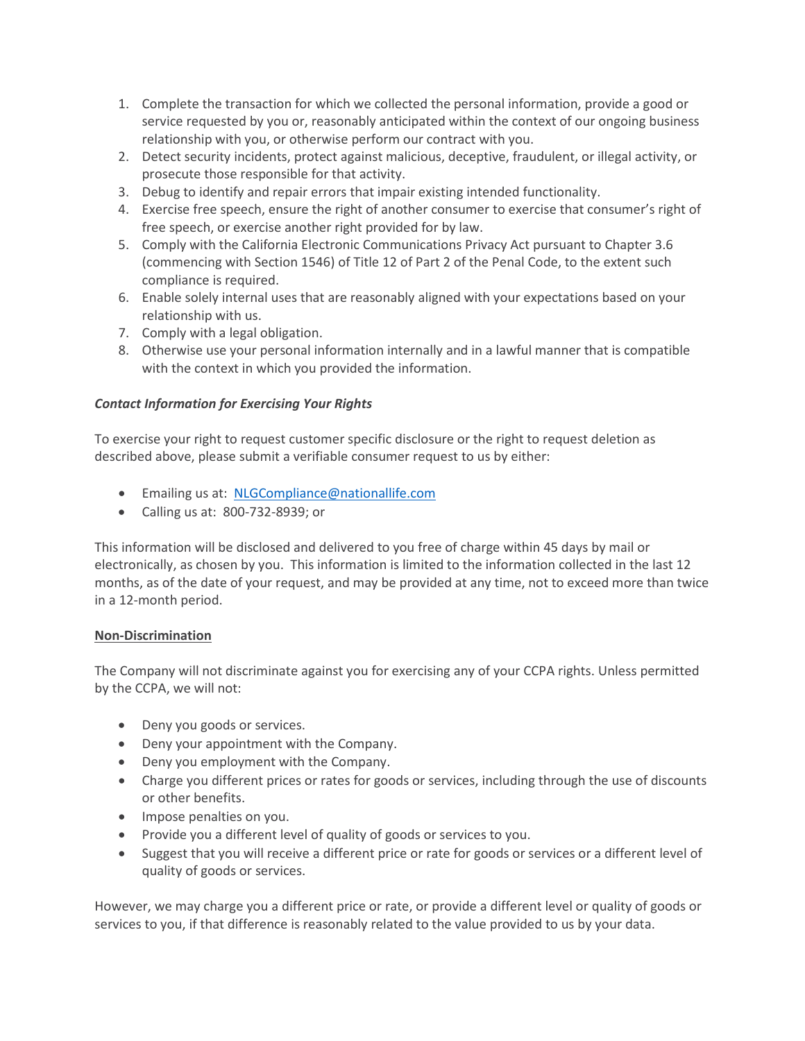1. Complete the transaction for which we collected the personal information, provide a good or service requested by you or, reasonably anticipated within the context of our ongoing business relationship with you, or otherwise perform our contract with you.
2. Detect security incidents, protect against malicious, deceptive, fraudulent, or illegal activity, or prosecute those responsible for that activity.
3. Debug to identify and repair errors that impair existing intended functionality.
4. Exercise free speech, ensure the right of another consumer to exercise that consumer's right of free speech, or exercise another right provided for by law.
5. Comply with the California Electronic Communications Privacy Act pursuant to Chapter 3.6 (commencing with Section 1546) of Title 12 of Part 2 of the Penal Code, to the extent such compliance is required.
6. Enable solely internal uses that are reasonably aligned with your expectations based on your relationship with us.
7. Comply with a legal obligation.
8. Otherwise use your personal information internally and in a lawful manner that is compatible with the context in which you provided the information.

***Contact Information for Exercising Your Rights***

To exercise your right to request customer specific disclosure or the right to request deletion as described above, please submit a verifiable consumer request to us by either:

- Emailing us at: NLGCompliance@nationallife.com
- Calling us at: 800-732-8939; or

This information will be disclosed and delivered to you free of charge within 45 days by mail or electronically, as chosen by you. This information is limited to the information collected in the last 12 months, as of the date of your request, and may be provided at any time, not to exceed more than twice in a 12-month period.

**Non-Discrimination**

The Company will not discriminate against you for exercising any of your CCPA rights. Unless permitted by the CCPA, we will not:

- Deny you goods or services.
- Deny your appointment with the Company.
- Deny you employment with the Company.
- Charge you different prices or rates for goods or services, including through the use of discounts or other benefits.
- Impose penalties on you.
- Provide you a different level of quality of goods or services to you.
- Suggest that you will receive a different price or rate for goods or services or a different level of quality of goods or services.

However, we may charge you a different price or rate, or provide a different level or quality of goods or services to you, if that difference is reasonably related to the value provided to us by your data.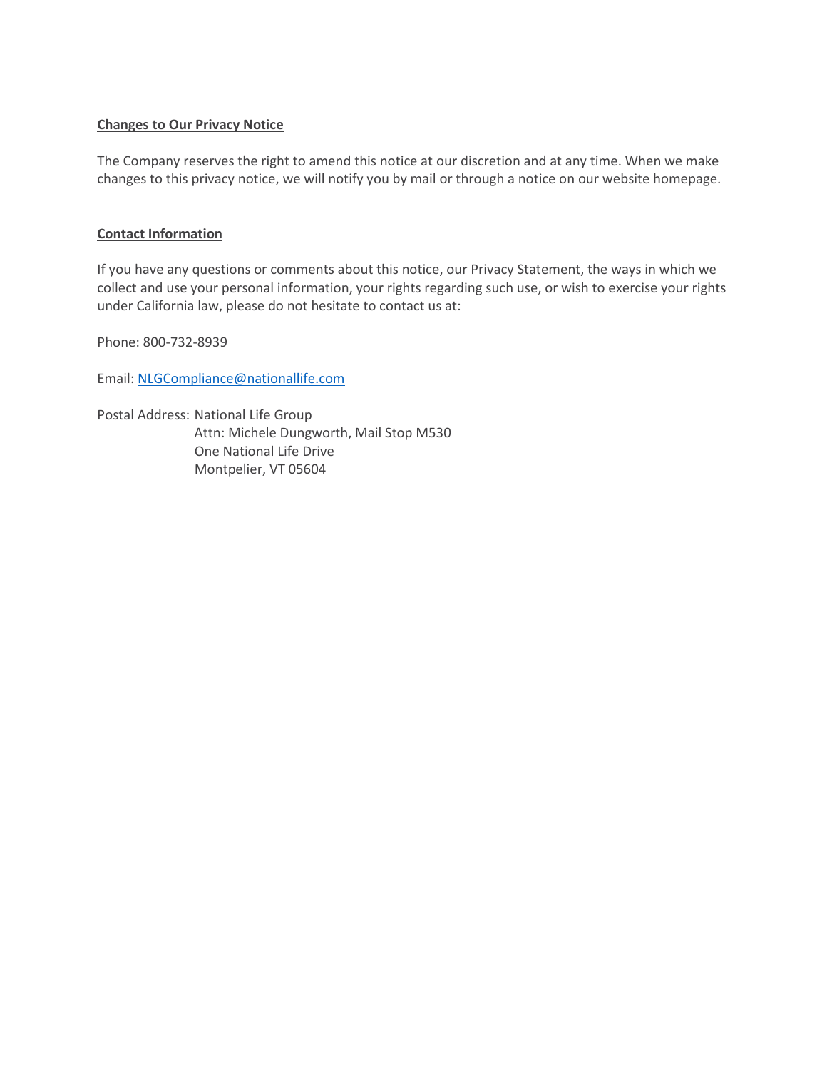**Changes to Our Privacy Notice**

The Company reserves the right to amend this notice at our discretion and at any time. When we make changes to this privacy notice, we will notify you by mail or through a notice on our website homepage.

**Contact Information**

If you have any questions or comments about this notice, our Privacy Statement, the ways in which we collect and use your personal information, your rights regarding such use, or wish to exercise your rights under California law, please do not hesitate to contact us at:

Phone: 800-732-8939

Email: NLGCompliance@nationallife.com

Postal Address: National Life Group
Attn: Michele Dungworth, Mail Stop M530
One National Life Drive
Montpelier, VT 05604